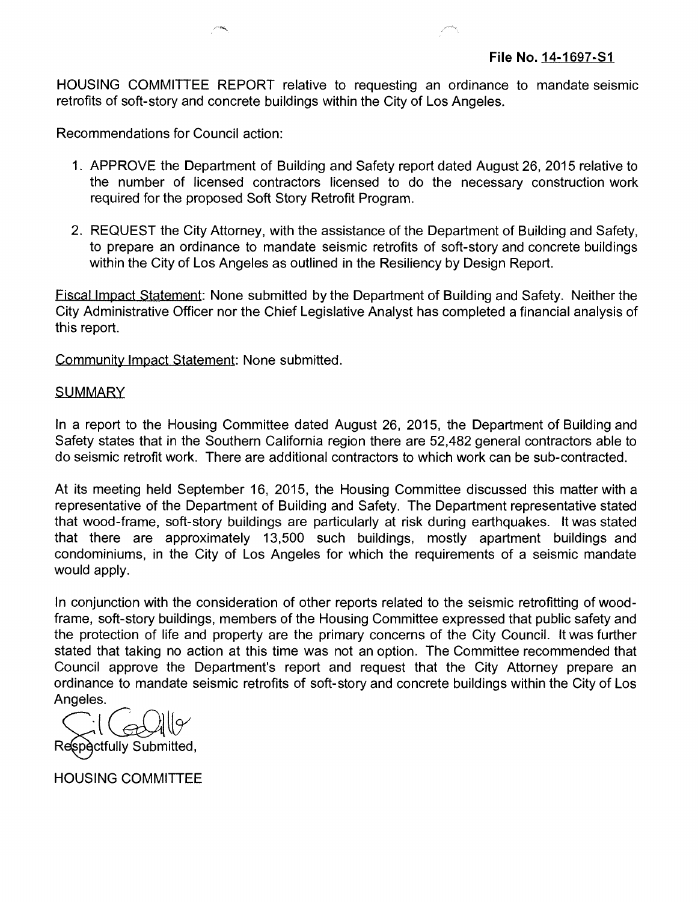**File No. 14-1697-S1**

HOUSING COMMITTEE REPORT relative to requesting an ordinance to mandate seismic retrofits of soft-story and concrete buildings within the City of Los Angeles.

Recommendations for Council action:

1. APPROVE the Department of Building and Safety report dated August 26, 2015 relative to the number of licensed contractors licensed to do the necessary construction work required for the proposed Soft Story Retrofit Program.

2. REQUEST the City Attorney, with the assistance of the Department of Building and Safety, to prepare an ordinance to mandate seismic retrofits of soft-story and concrete buildings within the City of Los Angeles as outlined in the Resiliency by Design Report.

Fiscal Impact Statement: None submitted by the Department of Building and Safety. Neither the City Administrative Officer nor the Chief Legislative Analyst has completed a financial analysis of this report.

Community Impact Statement: None submitted.

SUMMARY

In a report to the Housing Committee dated August 26, 2015, the Department of Building and Safety states that in the Southern California region there are 52,482 general contractors able to do seismic retrofit work. There are additional contractors to which work can be sub-contracted.

At its meeting held September 16, 2015, the Housing Committee discussed this matter with a representative of the Department of Building and Safety. The Department representative stated that wood-frame, soft-story buildings are particularly at risk during earthquakes. It was stated that there are approximately 13,500 such buildings, mostly apartment buildings and condominiums, in the City of Los Angeles for which the requirements of a seismic mandate would apply.

In conjunction with the consideration of other reports related to the seismic retrofitting of wood-frame, soft-story buildings, members of the Housing Committee expressed that public safety and the protection of life and property are the primary concerns of the City Council. It was further stated that taking no action at this time was not an option. The Committee recommended that Council approve the Department's report and request that the City Attorney prepare an ordinance to mandate seismic retrofits of soft-story and concrete buildings within the City of Los Angeles.

Respectfully Submitted,

HOUSING COMMITTEE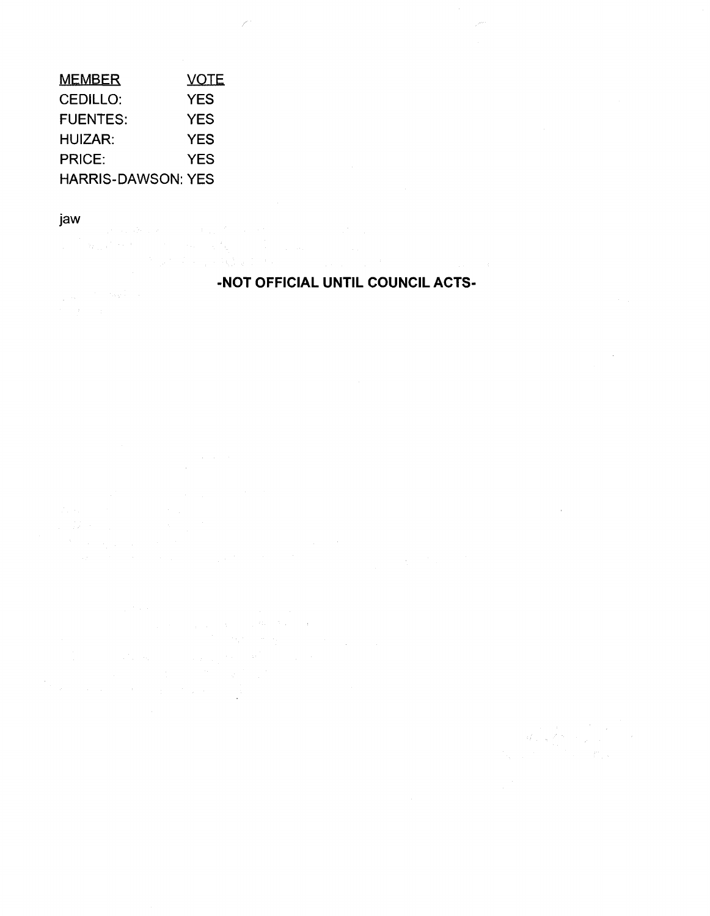| MEMBER | VOTE |
| --- | --- |
| CEDILLO: | YES |
| FUENTES: | YES |
| HUIZAR: | YES |
| PRICE: | YES |
| HARRIS-DAWSON: | YES |

jaw

**-NOT OFFICIAL UNTIL COUNCIL ACTS-**